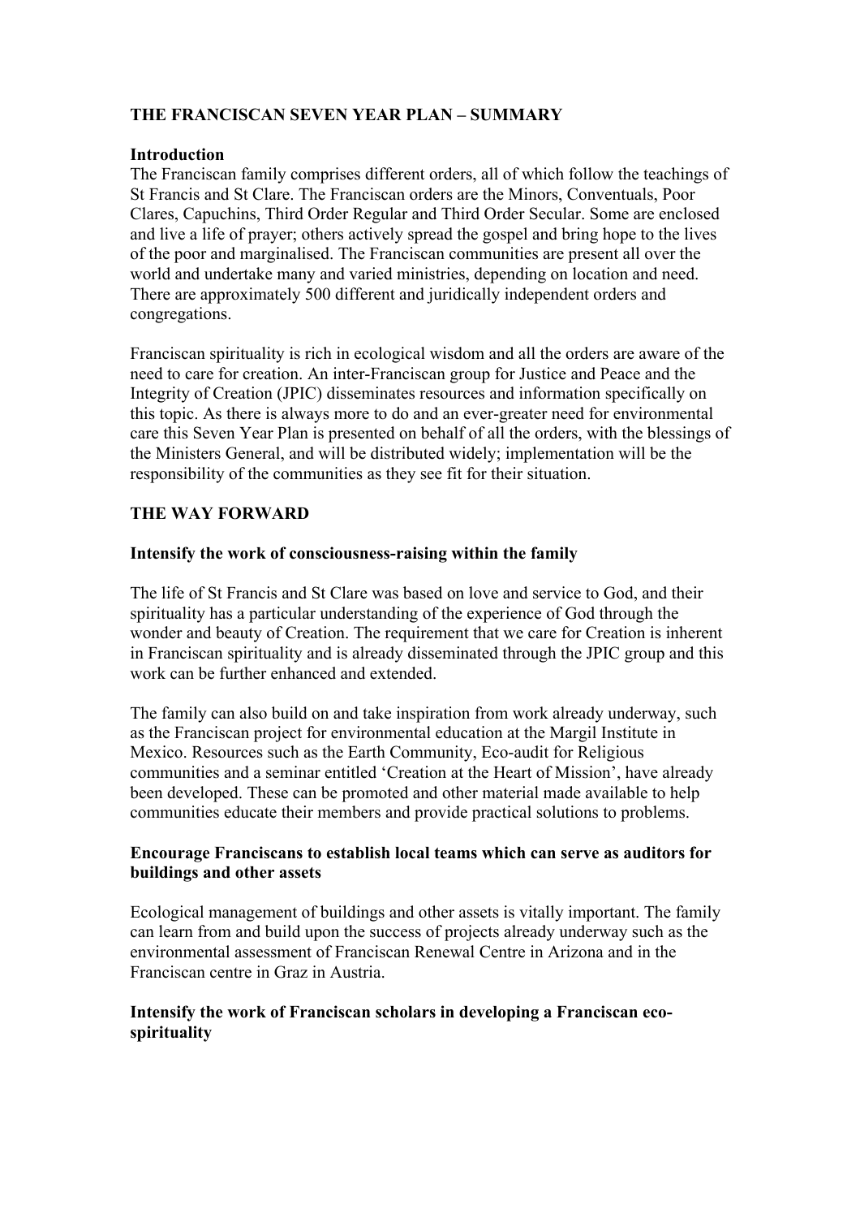# THE FRANCISCAN SEVEN YEAR PLAN – SUMMARY

## Introduction

The Franciscan family comprises different orders, all of which follow the teachings of St Francis and St Clare. The Franciscan orders are the Minors, Conventuals, Poor Clares, Capuchins, Third Order Regular and Third Order Secular. Some are enclosed and live a life of prayer; others actively spread the gospel and bring hope to the lives of the poor and marginalised. The Franciscan communities are present all over the world and undertake many and varied ministries, depending on location and need. There are approximately 500 different and juridically independent orders and congregations.

Franciscan spirituality is rich in ecological wisdom and all the orders are aware of the need to care for creation. An inter-Franciscan group for Justice and Peace and the Integrity of Creation (JPIC) disseminates resources and information specifically on this topic. As there is always more to do and an ever-greater need for environmental care this Seven Year Plan is presented on behalf of all the orders, with the blessings of the Ministers General, and will be distributed widely; implementation will be the responsibility of the communities as they see fit for their situation.

## THE WAY FORWARD

### Intensify the work of consciousness-raising within the family

The life of St Francis and St Clare was based on love and service to God, and their spirituality has a particular understanding of the experience of God through the wonder and beauty of Creation. The requirement that we care for Creation is inherent in Franciscan spirituality and is already disseminated through the JPIC group and this work can be further enhanced and extended.

The family can also build on and take inspiration from work already underway, such as the Franciscan project for environmental education at the Margil Institute in Mexico. Resources such as the Earth Community, Eco-audit for Religious communities and a seminar entitled 'Creation at the Heart of Mission', have already been developed. These can be promoted and other material made available to help communities educate their members and provide practical solutions to problems.

### Encourage Franciscans to establish local teams which can serve as auditors for buildings and other assets

Ecological management of buildings and other assets is vitally important. The family can learn from and build upon the success of projects already underway such as the environmental assessment of Franciscan Renewal Centre in Arizona and in the Franciscan centre in Graz in Austria.

### Intensify the work of Franciscan scholars in developing a Franciscan eco-spirituality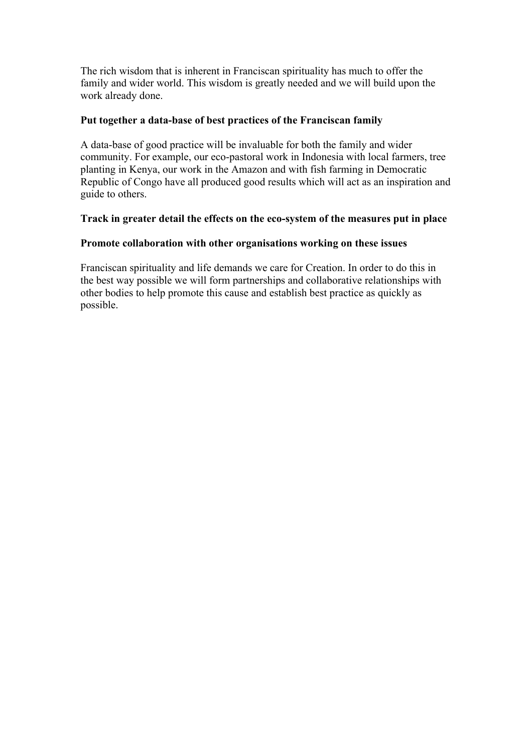The rich wisdom that is inherent in Franciscan spirituality has much to offer the family and wider world. This wisdom is greatly needed and we will build upon the work already done.

**Put together a data-base of best practices of the Franciscan family**

A data-base of good practice will be invaluable for both the family and wider community. For example, our eco-pastoral work in Indonesia with local farmers, tree planting in Kenya, our work in the Amazon and with fish farming in Democratic Republic of Congo have all produced good results which will act as an inspiration and guide to others.

**Track in greater detail the effects on the eco-system of the measures put in place**

**Promote collaboration with other organisations working on these issues**

Franciscan spirituality and life demands we care for Creation. In order to do this in the best way possible we will form partnerships and collaborative relationships with other bodies to help promote this cause and establish best practice as quickly as possible.